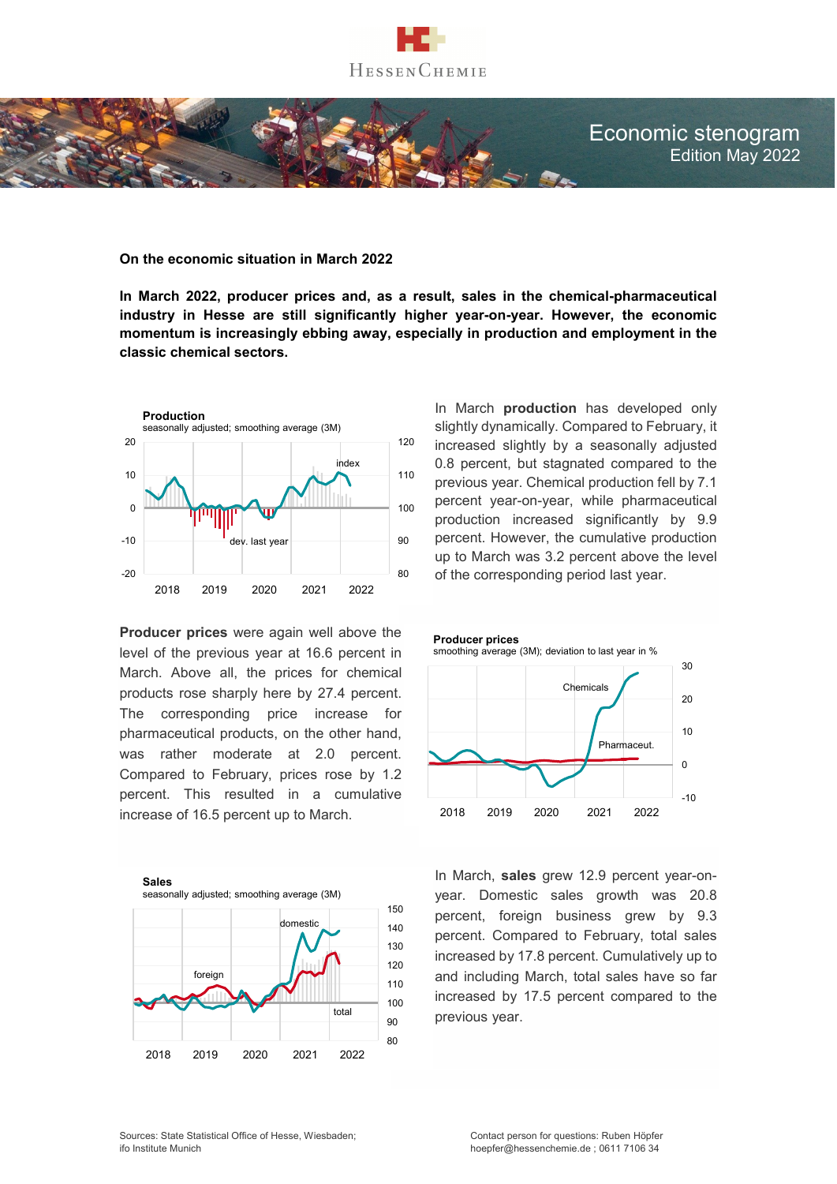HessenChemie

# Economic stenogram
Edition May 2022

## On the economic situation in March 2022

**In March 2022, producer prices and, as a result, sales in the chemical-pharmaceutical industry in Hesse are still significantly higher year-on-year. However, the economic momentum is increasingly ebbing away, especially in production and employment in the classic chemical sectors.**

**Production**
seasonally adjusted; smoothing average (3M)

In March **production** has developed only slightly dynamically. Compared to February, it increased slightly by a seasonally adjusted 0.8 percent, but stagnated compared to the previous year. Chemical production fell by 7.1 percent year-on-year, while pharmaceutical production increased significantly by 9.9 percent. However, the cumulative production up to March was 3.2 percent above the level of the corresponding period last year.

**Producer prices**
smoothing average (3M); deviation to last year in %

**Producer prices** were again well above the level of the previous year at 16.6 percent in March. Above all, the prices for chemical products rose sharply here by 27.4 percent. The corresponding price increase for pharmaceutical products, on the other hand, was rather moderate at 2.0 percent. Compared to February, prices rose by 1.2 percent. This resulted in a cumulative increase of 16.5 percent up to March.

**Sales**
seasonally adjusted; smoothing average (3M)

In March, **sales** grew 12.9 percent year-on-year. Domestic sales growth was 20.8 percent, foreign business grew by 9.3 percent. Compared to February, total sales increased by 17.8 percent. Cumulatively up to and including March, total sales have so far increased by 17.5 percent compared to the previous year.

Sources: State Statistical Office of Hesse, Wiesbaden; ifo Institute Munich

Contact person for questions: Ruben Höpfer
hoepfer@hessenchemie.de ; 0611 7106 34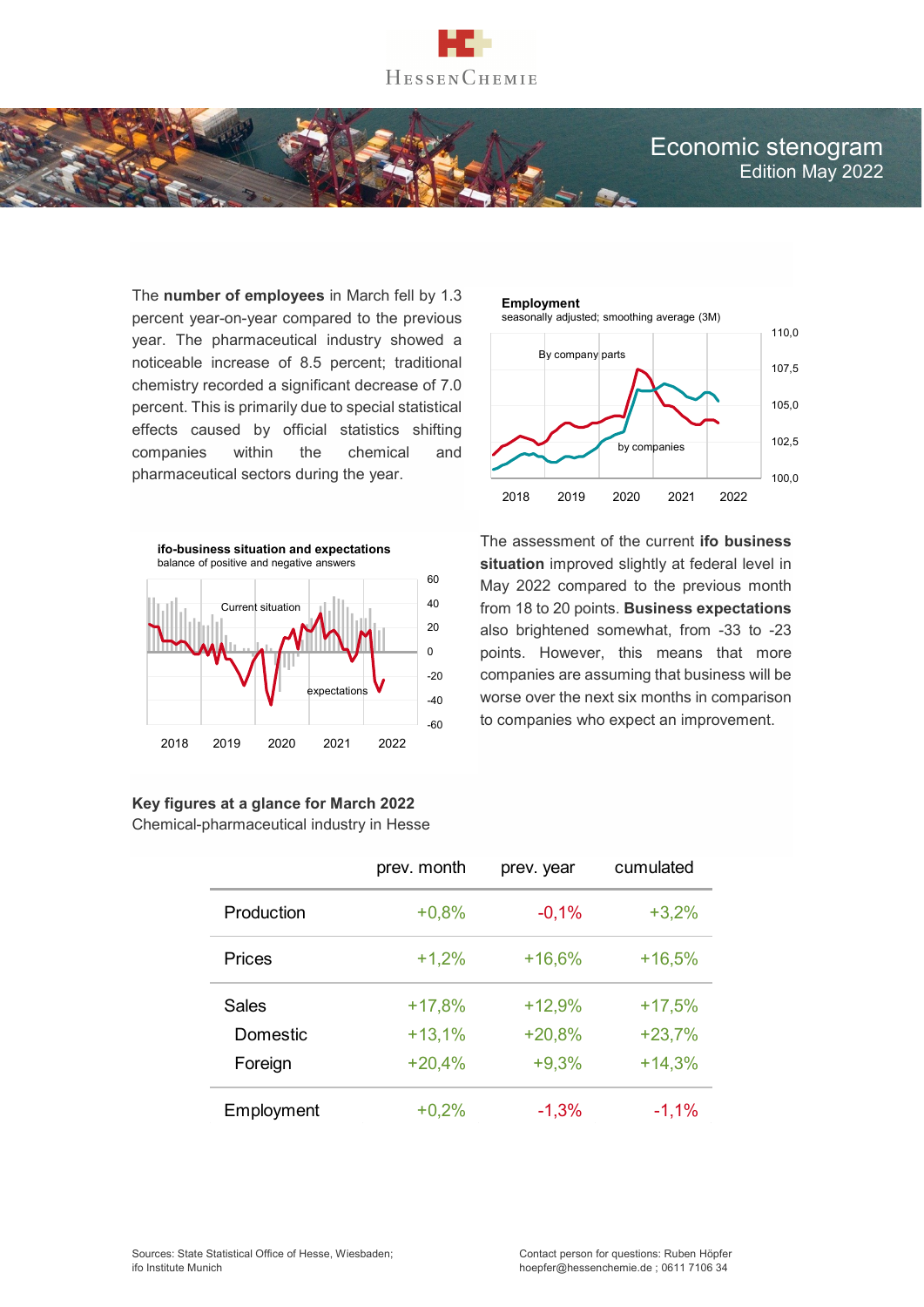HessenChemie

# Economic stenogram
Edition May 2022

The **number of employees** in March fell by 1.3 percent year-on-year compared to the previous year. The pharmaceutical industry showed a noticeable increase of 8.5 percent; traditional chemistry recorded a significant decrease of 7.0 percent. This is primarily due to special statistical effects caused by official statistics shifting companies within the chemical and pharmaceutical sectors during the year.

**Employment**
seasonally adjusted; smoothing average (3M)

By company parts
by companies
110,0
107,5
105,0
102,5
100,0
2018
2019
2020
2021
2022

**ifo-business situation and expectations**
balance of positive and negative answers

Current situation
expectations
60
40
20
0
-20
-40
-60
2018
2019
2020
2021
2022

The assessment of the current **ifo business situation** improved slightly at federal level in May 2022 compared to the previous month from 18 to 20 points. **Business expectations** also brightened somewhat, from -33 to -23 points. However, this means that more companies are assuming that business will be worse over the next six months in comparison to companies who expect an improvement.

**Key figures at a glance for March 2022**
Chemical-pharmaceutical industry in Hesse

| | prev. month | prev. year | cumulated |
|---|---|---|---|
| Production | +0,8% | -0,1% | +3,2% |
| Prices | +1,2% | +16,6% | +16,5% |
| Sales | +17,8% | +12,9% | +17,5% |
| Domestic | +13,1% | +20,8% | +23,7% |
| Foreign | +20,4% | +9,3% | +14,3% |
| Employment | +0,2% | -1,3% | -1,1% |

Sources: State Statistical Office of Hesse, Wiesbaden;
ifo Institute Munich

Contact person for questions: Ruben Höpfer
hoepfer@hessenchemie.de ; 0611 7106 34